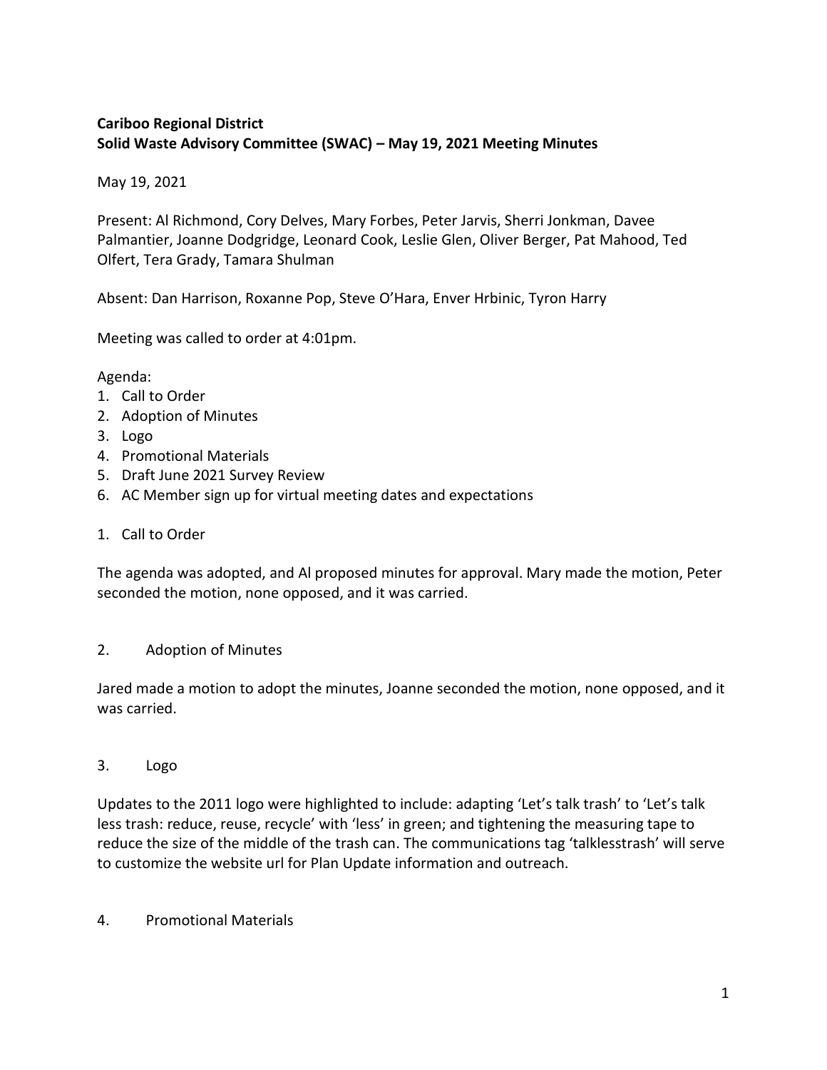**Cariboo Regional District**
**Solid Waste Advisory Committee (SWAC) – May 19, 2021 Meeting Minutes**

May 19, 2021

Present: Al Richmond, Cory Delves, Mary Forbes, Peter Jarvis, Sherri Jonkman, Davee Palmantier, Joanne Dodgridge, Leonard Cook, Leslie Glen, Oliver Berger, Pat Mahood, Ted Olfert, Tera Grady, Tamara Shulman

Absent: Dan Harrison, Roxanne Pop, Steve O'Hara, Enver Hrbinic, Tyron Harry

Meeting was called to order at 4:01pm.

Agenda:

1. Call to Order
2. Adoption of Minutes
3. Logo
4. Promotional Materials
5. Draft June 2021 Survey Review
6. AC Member sign up for virtual meeting dates and expectations

1. Call to Order

The agenda was adopted, and Al proposed minutes for approval. Mary made the motion, Peter seconded the motion, none opposed, and it was carried.

2. Adoption of Minutes

Jared made a motion to adopt the minutes, Joanne seconded the motion, none opposed, and it was carried.

3. Logo

Updates to the 2011 logo were highlighted to include: adapting 'Let's talk trash' to 'Let's talk less trash: reduce, reuse, recycle' with 'less' in green; and tightening the measuring tape to reduce the size of the middle of the trash can. The communications tag 'talklesstrash' will serve to customize the website url for Plan Update information and outreach.

4. Promotional Materials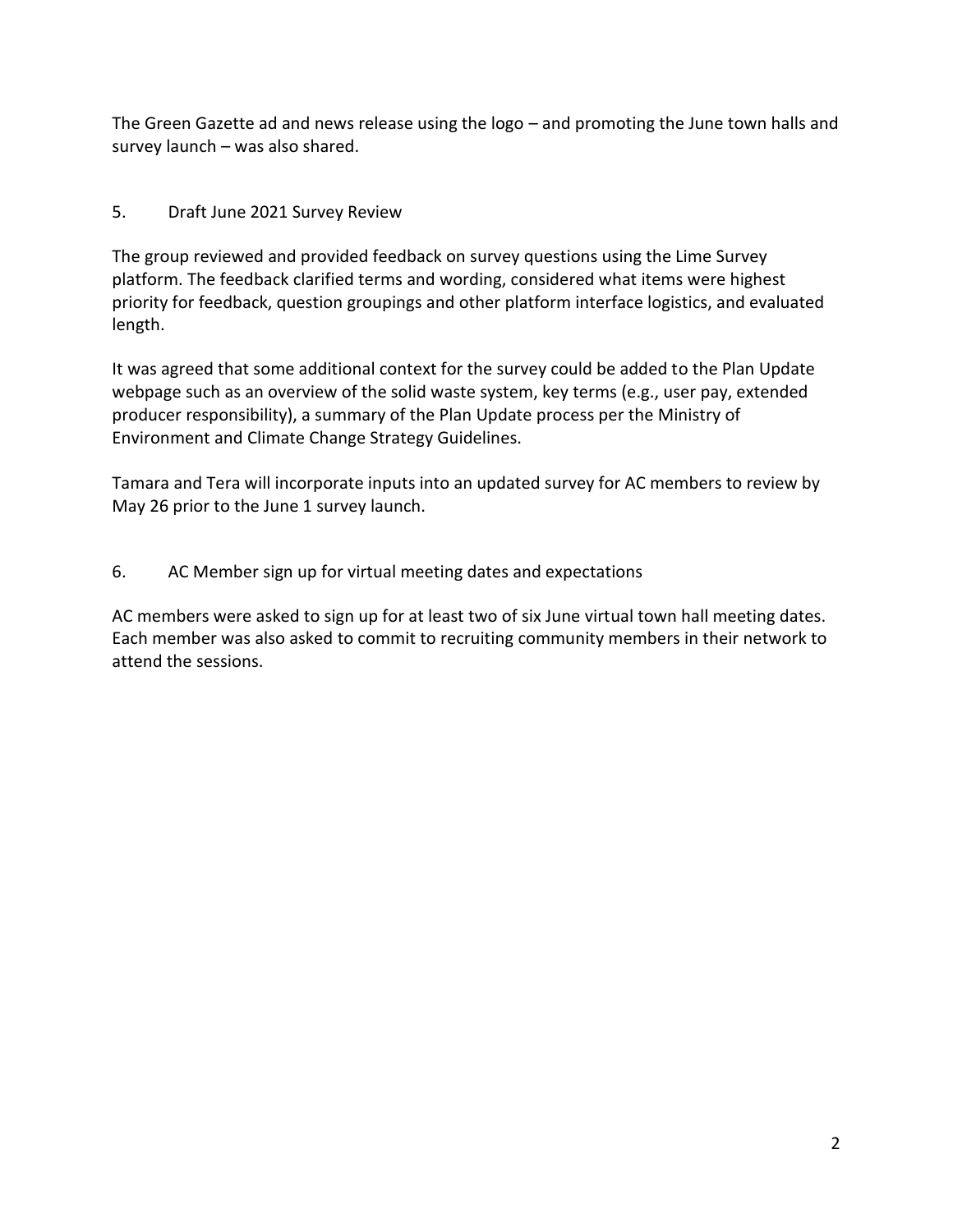The Green Gazette ad and news release using the logo – and promoting the June town halls and survey launch – was also shared.

## 5. Draft June 2021 Survey Review

The group reviewed and provided feedback on survey questions using the Lime Survey platform. The feedback clarified terms and wording, considered what items were highest priority for feedback, question groupings and other platform interface logistics, and evaluated length.

It was agreed that some additional context for the survey could be added to the Plan Update webpage such as an overview of the solid waste system, key terms (e.g., user pay, extended producer responsibility), a summary of the Plan Update process per the Ministry of Environment and Climate Change Strategy Guidelines.

Tamara and Tera will incorporate inputs into an updated survey for AC members to review by May 26 prior to the June 1 survey launch.

## 6. AC Member sign up for virtual meeting dates and expectations

AC members were asked to sign up for at least two of six June virtual town hall meeting dates. Each member was also asked to commit to recruiting community members in their network to attend the sessions.